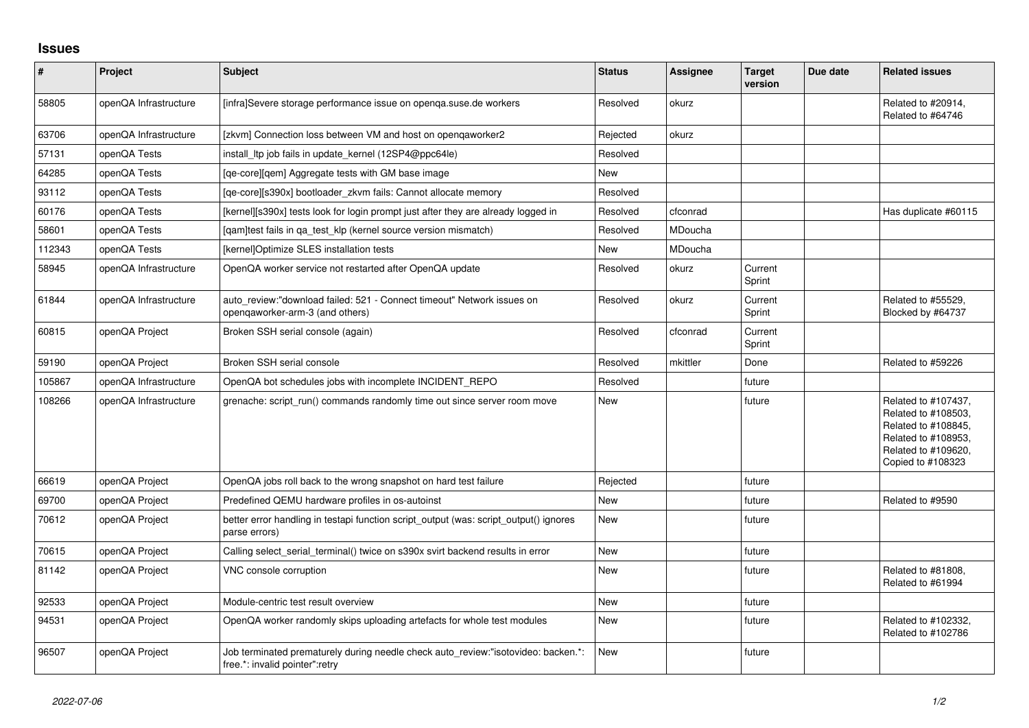## Issues

| # | Project | Subject | Status | Assignee | Target version | Due date | Related issues |
|---|---|---|---|---|---|---|---|
| 58805 | openQA Infrastructure | [infra]Severe storage performance issue on openqa.suse.de workers | Resolved | okurz | | | Related to #20914, Related to #64746 |
| 63706 | openQA Infrastructure | [zkvm] Connection loss between VM and host on openqaworker2 | Rejected | okurz | | | |
| 57131 | openQA Tests | install_ltp job fails in update_kernel (12SP4@ppc64le) | Resolved | | | | |
| 64285 | openQA Tests | [qe-core][qem] Aggregate tests with GM base image | New | | | | |
| 93112 | openQA Tests | [qe-core][s390x] bootloader_zkvm fails: Cannot allocate memory | Resolved | | | | |
| 60176 | openQA Tests | [kernel][s390x] tests look for login prompt just after they are already logged in | Resolved | cfconrad | | | Has duplicate #60115 |
| 58601 | openQA Tests | [qam]test fails in qa_test_klp (kernel source version mismatch) | Resolved | MDoucha | | | |
| 112343 | openQA Tests | [kernel]Optimize SLES installation tests | New | MDoucha | | | |
| 58945 | openQA Infrastructure | OpenQA worker service not restarted after OpenQA update | Resolved | okurz | Current Sprint | | |
| 61844 | openQA Infrastructure | auto_review:"download failed: 521 - Connect timeout" Network issues on openqaworker-arm-3 (and others) | Resolved | okurz | Current Sprint | | Related to #55529, Blocked by #64737 |
| 60815 | openQA Project | Broken SSH serial console (again) | Resolved | cfconrad | Current Sprint | | |
| 59190 | openQA Project | Broken SSH serial console | Resolved | mkittler | Done | | Related to #59226 |
| 105867 | openQA Infrastructure | OpenQA bot schedules jobs with incomplete INCIDENT_REPO | Resolved | | future | | |
| 108266 | openQA Infrastructure | grenache: script_run() commands randomly time out since server room move | New | | future | | Related to #107437, Related to #108503, Related to #108845, Related to #108953, Related to #109620, Copied to #108323 |
| 66619 | openQA Project | OpenQA jobs roll back to the wrong snapshot on hard test failure | Rejected | | future | | |
| 69700 | openQA Project | Predefined QEMU hardware profiles in os-autoinst | New | | future | | Related to #9590 |
| 70612 | openQA Project | better error handling in testapi function script_output (was: script_output() ignores parse errors) | New | | future | | |
| 70615 | openQA Project | Calling select_serial_terminal() twice on s390x svirt backend results in error | New | | future | | |
| 81142 | openQA Project | VNC console corruption | New | | future | | Related to #81808, Related to #61994 |
| 92533 | openQA Project | Module-centric test result overview | New | | future | | |
| 94531 | openQA Project | OpenQA worker randomly skips uploading artefacts for whole test modules | New | | future | | Related to #102332, Related to #102786 |
| 96507 | openQA Project | Job terminated prematurely during needle check auto_review:"isotovideo: backen.*: free.*: invalid pointer":retry | New | | future | | |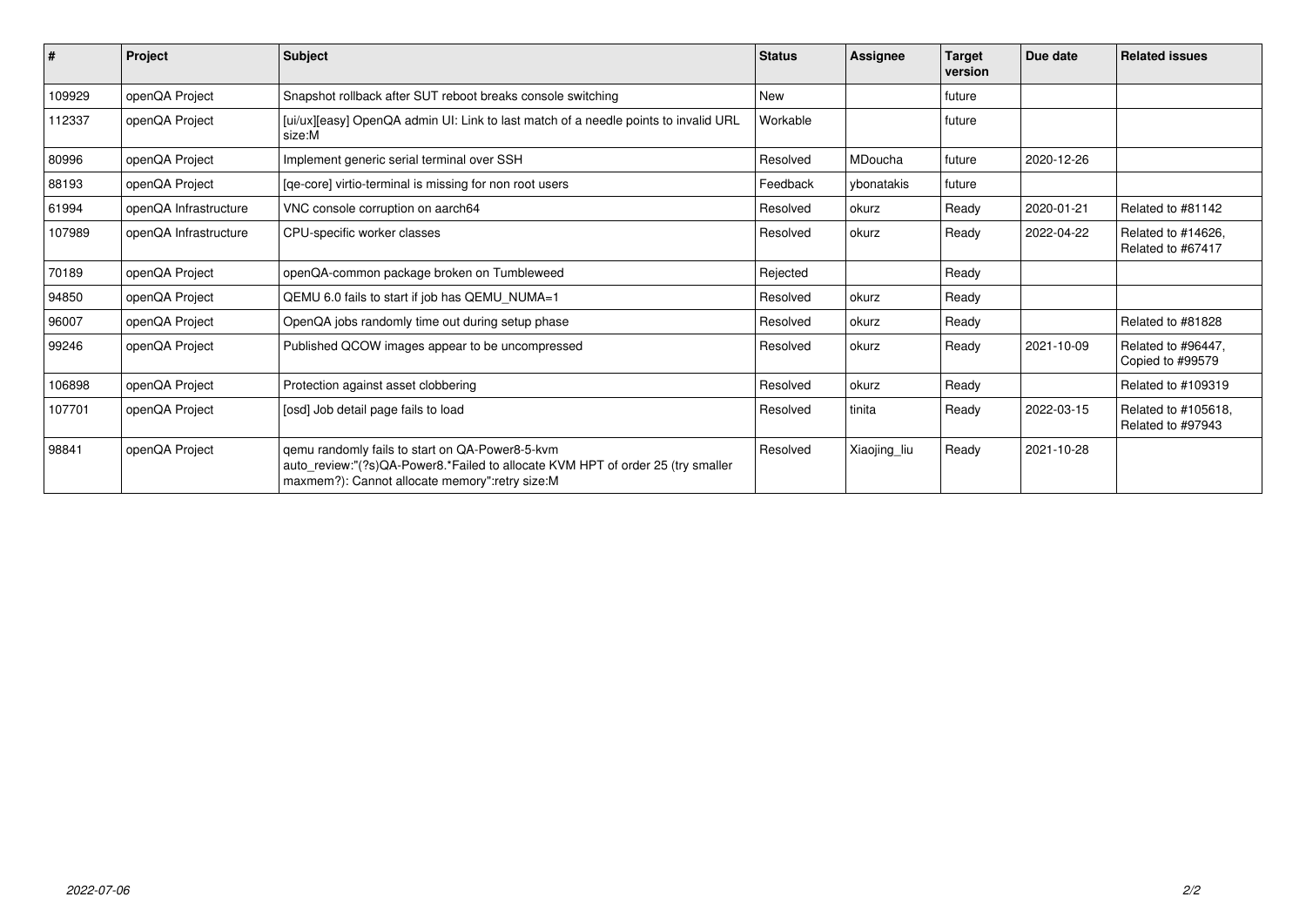| # | Project | Subject | Status | Assignee | Target version | Due date | Related issues |
|---|---|---|---|---|---|---|---|
| 109929 | openQA Project | Snapshot rollback after SUT reboot breaks console switching | New | | future | | |
| 112337 | openQA Project | [ui/ux][easy] OpenQA admin UI: Link to last match of a needle points to invalid URL size:M | Workable | | future | | |
| 80996 | openQA Project | Implement generic serial terminal over SSH | Resolved | MDoucha | future | 2020-12-26 | |
| 88193 | openQA Project | [qe-core] virtio-terminal is missing for non root users | Feedback | ybonatakis | future | | |
| 61994 | openQA Infrastructure | VNC console corruption on aarch64 | Resolved | okurz | Ready | 2020-01-21 | Related to #81142 |
| 107989 | openQA Infrastructure | CPU-specific worker classes | Resolved | okurz | Ready | 2022-04-22 | Related to #14626, Related to #67417 |
| 70189 | openQA Project | openQA-common package broken on Tumbleweed | Rejected | | Ready | | |
| 94850 | openQA Project | QEMU 6.0 fails to start if job has QEMU_NUMA=1 | Resolved | okurz | Ready | | |
| 96007 | openQA Project | OpenQA jobs randomly time out during setup phase | Resolved | okurz | Ready | | Related to #81828 |
| 99246 | openQA Project | Published QCOW images appear to be uncompressed | Resolved | okurz | Ready | 2021-10-09 | Related to #96447, Copied to #99579 |
| 106898 | openQA Project | Protection against asset clobbering | Resolved | okurz | Ready | | Related to #109319 |
| 107701 | openQA Project | [osd] Job detail page fails to load | Resolved | tinita | Ready | 2022-03-15 | Related to #105618, Related to #97943 |
| 98841 | openQA Project | qemu randomly fails to start on QA-Power8-5-kvm auto_review:"(?s)QA-Power8.*Failed to allocate KVM HPT of order 25 (try smaller maxmem?): Cannot allocate memory":retry size:M | Resolved | Xiaojing_liu | Ready | 2021-10-28 | |